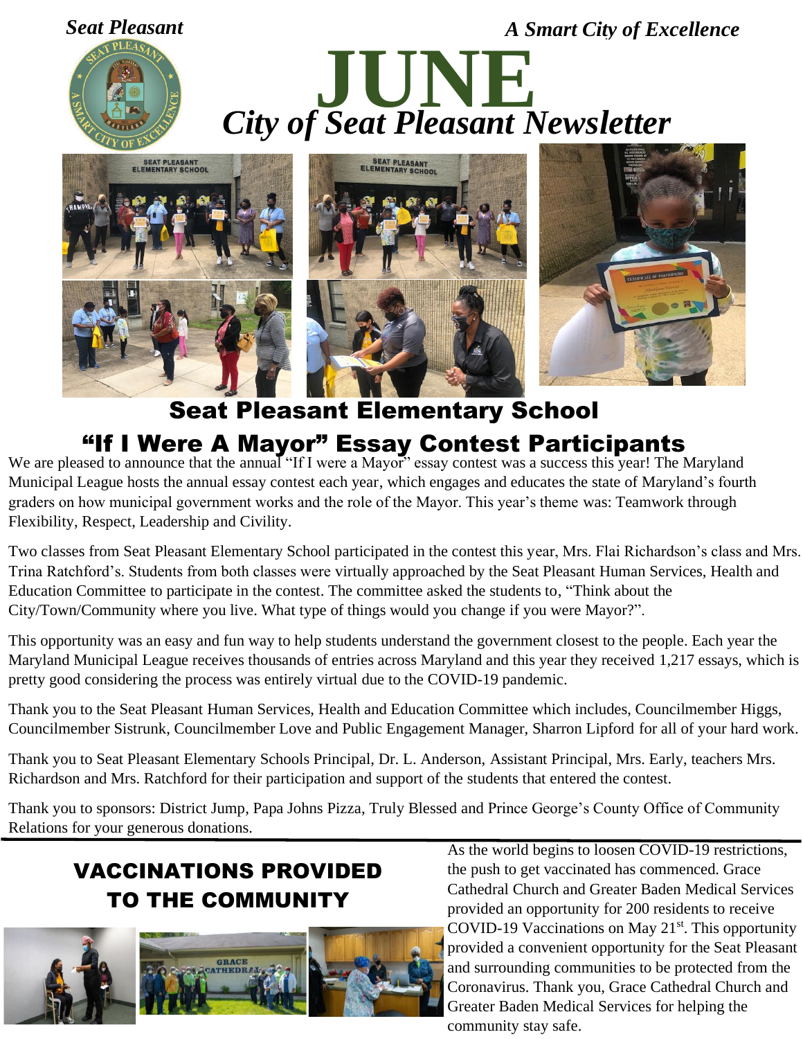*Seat Pleasant*

*A Smart City of Excellence*

# JUNE

# *City of Seat Pleasant Newsletter*

## Seat Pleasant Elementary School "If I Were A Mayor" Essay Contest Participants

We are pleased to announce that the annual "If I were a Mayor" essay contest was a success this year! The Maryland Municipal League hosts the annual essay contest each year, which engages and educates the state of Maryland's fourth graders on how municipal government works and the role of the Mayor. This year's theme was: Teamwork through Flexibility, Respect, Leadership and Civility.

Two classes from Seat Pleasant Elementary School participated in the contest this year, Mrs. Flai Richardson's class and Mrs. Trina Ratchford's. Students from both classes were virtually approached by the Seat Pleasant Human Services, Health and Education Committee to participate in the contest. The committee asked the students to, "Think about the City/Town/Community where you live. What type of things would you change if you were Mayor?".

This opportunity was an easy and fun way to help students understand the government closest to the people. Each year the Maryland Municipal League receives thousands of entries across Maryland and this year they received 1,217 essays, which is pretty good considering the process was entirely virtual due to the COVID-19 pandemic.

Thank you to the Seat Pleasant Human Services, Health and Education Committee which includes, Councilmember Higgs, Councilmember Sistrunk, Councilmember Love and Public Engagement Manager, Sharron Lipford for all of your hard work.

Thank you to Seat Pleasant Elementary Schools Principal, Dr. L. Anderson, Assistant Principal, Mrs. Early, teachers Mrs. Richardson and Mrs. Ratchford for their participation and support of the students that entered the contest.

Thank you to sponsors: District Jump, Papa Johns Pizza, Truly Blessed and Prince George's County Office of Community Relations for your generous donations.

## VACCINATIONS PROVIDED TO THE COMMUNITY

As the world begins to loosen COVID-19 restrictions, the push to get vaccinated has commenced. Grace Cathedral Church and Greater Baden Medical Services provided an opportunity for 200 residents to receive COVID-19 Vaccinations on May 21st. This opportunity provided a convenient opportunity for the Seat Pleasant and surrounding communities to be protected from the Coronavirus. Thank you, Grace Cathedral Church and Greater Baden Medical Services for helping the community stay safe.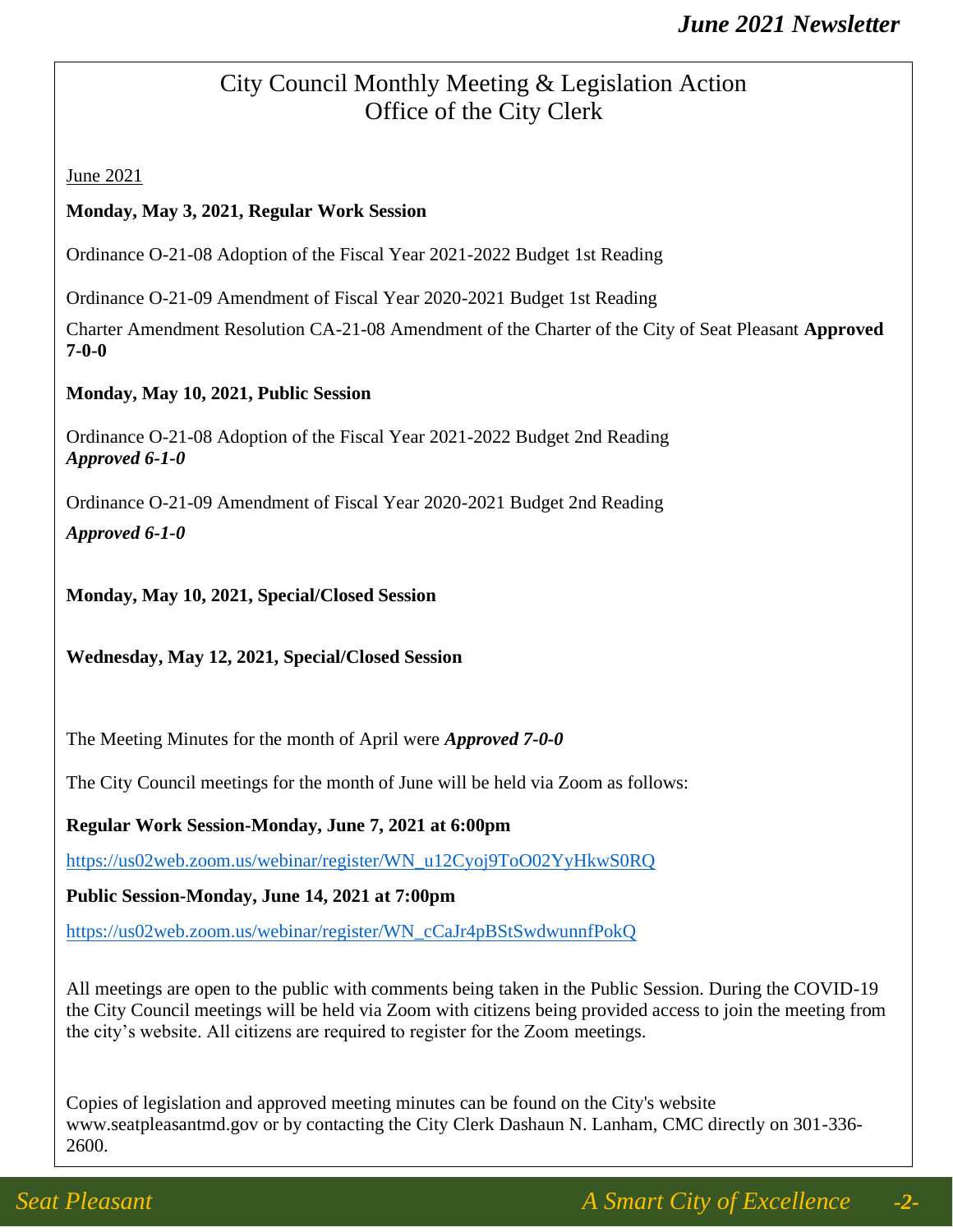## City Council Monthly Meeting & Legislation Action
## Office of the City Clerk

June 2021

**Monday, May 3, 2021, Regular Work Session**

Ordinance O-21-08 Adoption of the Fiscal Year 2021-2022 Budget 1st Reading

Ordinance O-21-09 Amendment of Fiscal Year 2020-2021 Budget 1st Reading

Charter Amendment Resolution CA-21-08 Amendment of the Charter of the City of Seat Pleasant **Approved 7-0-0**

**Monday, May 10, 2021, Public Session**

Ordinance O-21-08 Adoption of the Fiscal Year 2021-2022 Budget 2nd Reading
***Approved 6-1-0***

Ordinance O-21-09 Amendment of Fiscal Year 2020-2021 Budget 2nd Reading

***Approved 6-1-0***

**Monday, May 10, 2021, Special/Closed Session**

**Wednesday, May 12, 2021, Special/Closed Session**

The Meeting Minutes for the month of April were ***Approved 7-0-0***

The City Council meetings for the month of June will be held via Zoom as follows:

**Regular Work Session-Monday, June 7, 2021 at 6:00pm**

https://us02web.zoom.us/webinar/register/WN_u12Cyoj9ToO02YyHkwS0RQ

**Public Session-Monday, June 14, 2021 at 7:00pm**

https://us02web.zoom.us/webinar/register/WN_cCaJr4pBStSwdwunnfPokQ

All meetings are open to the public with comments being taken in the Public Session. During the COVID-19 the City Council meetings will be held via Zoom with citizens being provided access to join the meeting from the city's website. All citizens are required to register for the Zoom meetings.

Copies of legislation and approved meeting minutes can be found on the City's website www.seatpleasantmd.gov or by contacting the City Clerk Dashaun N. Lanham, CMC directly on 301-336-2600.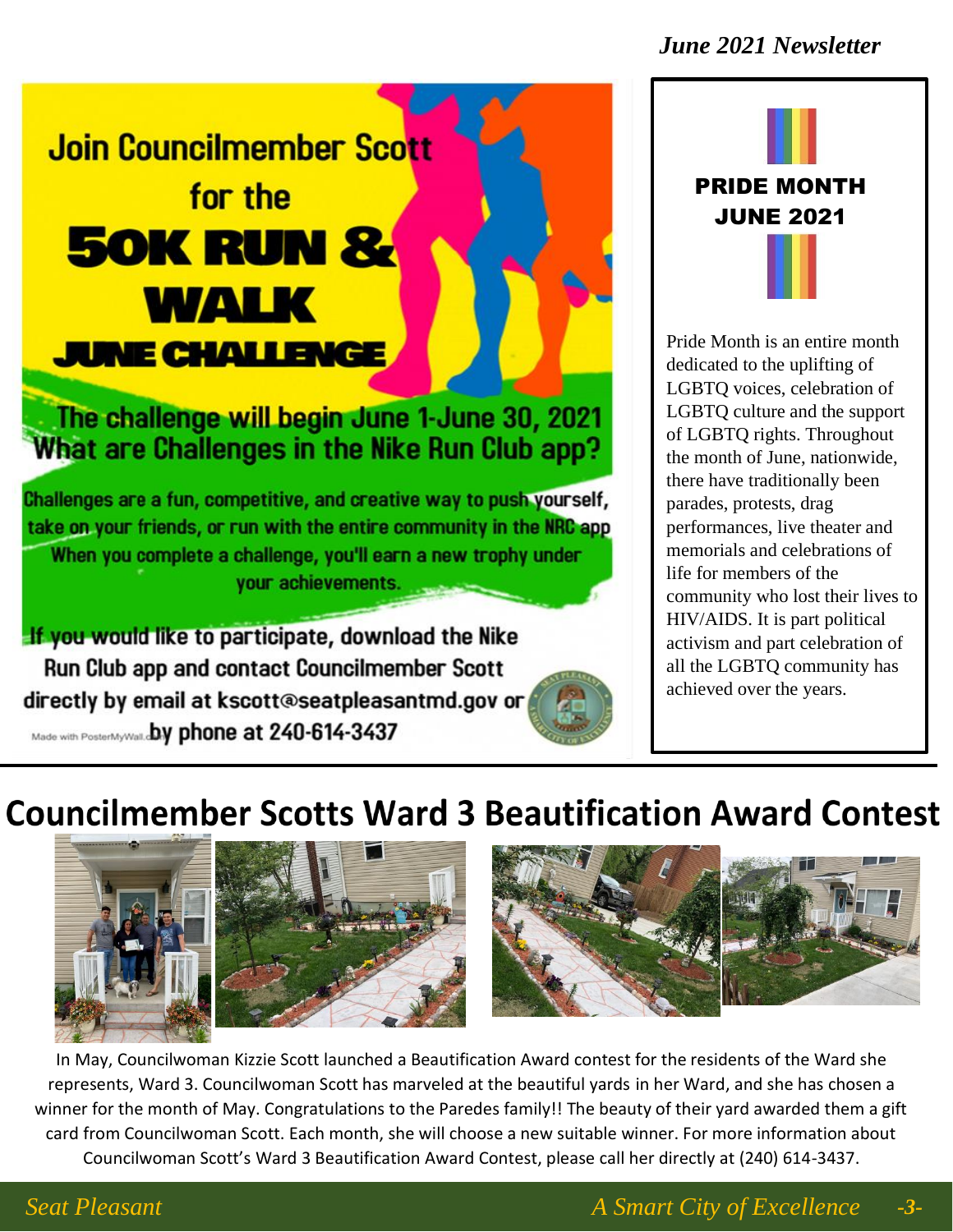*June 2021 Newsletter*

## Join Councilmember Scott for the 50K RUN & WALK JUNE CHALLENGE

**The challenge will begin June 1-June 30, 2021**

**What are Challenges in the Nike Run Club app?**

Challenges are a fun, competitive, and creative way to push yourself, take on your friends, or run with the entire community in the NRC app When you complete a challenge, you'll earn a new trophy under your achievements.

If you would like to participate, download the Nike Run Club app and contact Councilmember Scott directly by email at kscott@seatpleasantmd.gov or by phone at 240-614-3437

Made with PosterMyWall.com

## PRIDE MONTH JUNE 2021

Pride Month is an entire month dedicated to the uplifting of LGBTQ voices, celebration of LGBTQ culture and the support of LGBTQ rights. Throughout the month of June, nationwide, there have traditionally been parades, protests, drag performances, live theater and memorials and celebrations of life for members of the community who lost their lives to HIV/AIDS. It is part political activism and part celebration of all the LGBTQ community has achieved over the years.

## Councilmember Scotts Ward 3 Beautification Award Contest

In May, Councilwoman Kizzie Scott launched a Beautification Award contest for the residents of the Ward she represents, Ward 3. Councilwoman Scott has marveled at the beautiful yards in her Ward, and she has chosen a winner for the month of May. Congratulations to the Paredes family!! The beauty of their yard awarded them a gift card from Councilwoman Scott. Each month, she will choose a new suitable winner. For more information about Councilwoman Scott's Ward 3 Beautification Award Contest, please call her directly at (240) 614-3437.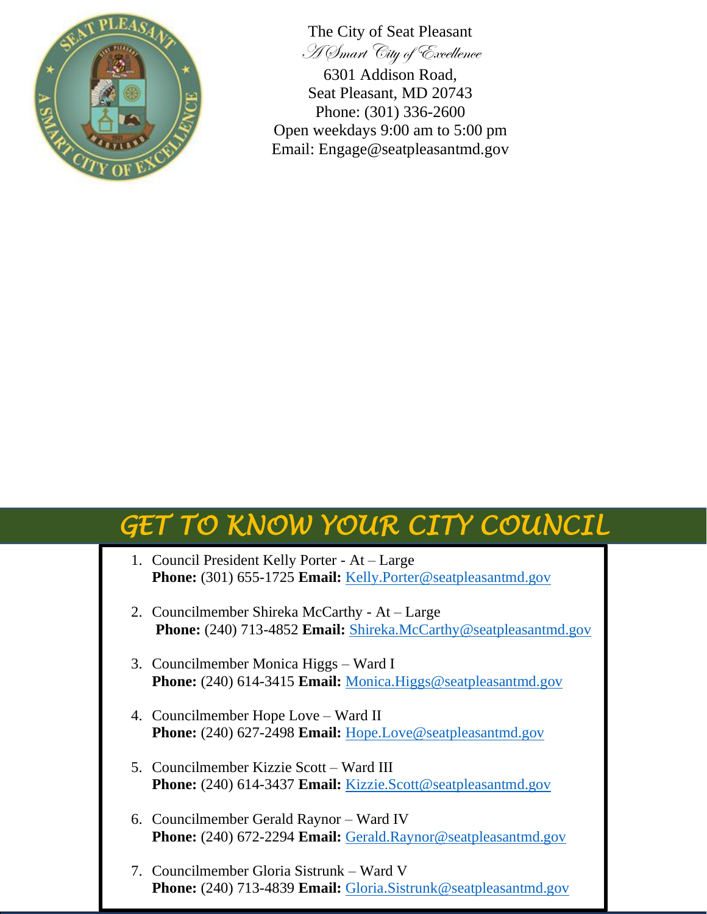The City of Seat Pleasant

*A Smart City of Excellence*

6301 Addison Road,
Seat Pleasant, MD 20743
Phone: (301) 336-2600
Open weekdays 9:00 am to 5:00 pm
Email: Engage@seatpleasantmd.gov

## GET TO KNOW YOUR CITY COUNCIL

1. Council President Kelly Porter - At – Large
   **Phone:** (301) 655-1725 **Email:** Kelly.Porter@seatpleasantmd.gov

2. Councilmember Shireka McCarthy - At – Large
   **Phone:** (240) 713-4852 **Email:** Shireka.McCarthy@seatpleasantmd.gov

3. Councilmember Monica Higgs – Ward I
   **Phone:** (240) 614-3415 **Email:** Monica.Higgs@seatpleasantmd.gov

4. Councilmember Hope Love – Ward II
   **Phone:** (240) 627-2498 **Email:** Hope.Love@seatpleasantmd.gov

5. Councilmember Kizzie Scott – Ward III
   **Phone:** (240) 614-3437 **Email:** Kizzie.Scott@seatpleasantmd.gov

6. Councilmember Gerald Raynor – Ward IV
   **Phone:** (240) 672-2294 **Email:** Gerald.Raynor@seatpleasantmd.gov

7. Councilmember Gloria Sistrunk – Ward V
   **Phone:** (240) 713-4839 **Email:** Gloria.Sistrunk@seatpleasantmd.gov